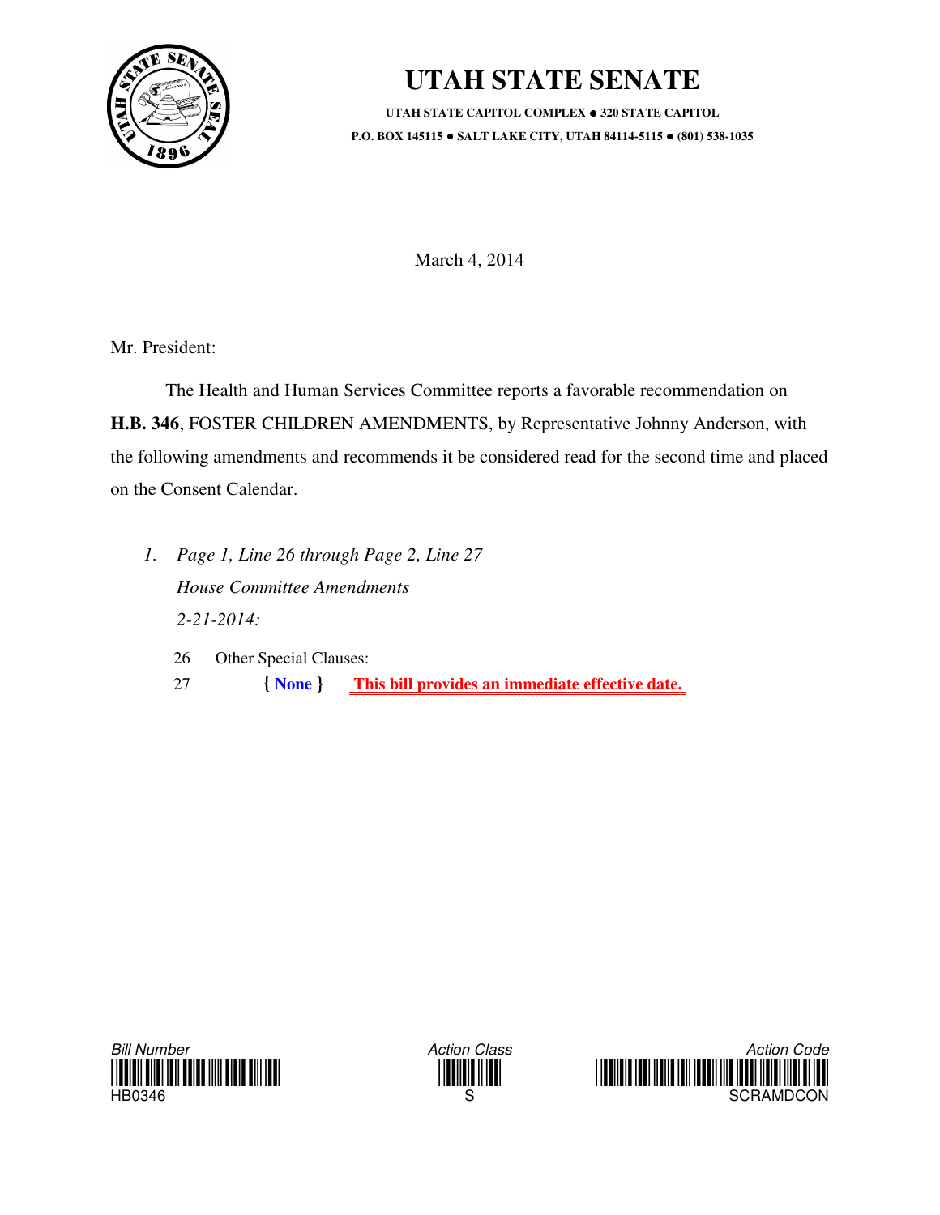# UTAH STATE SENATE

**UTAH STATE CAPITOL COMPLEX ● 320 STATE CAPITOL**
**P.O. BOX 145115 ● SALT LAKE CITY, UTAH 84114-5115 ● (801) 538-1035**

March 4, 2014

Mr. President:

The Health and Human Services Committee reports a favorable recommendation on **H.B. 346**, FOSTER CHILDREN AMENDMENTS, by Representative Johnny Anderson, with the following amendments and recommends it be considered read for the second time and placed on the Consent Calendar.

1. *Page 1, Line 26 through Page 2, Line 27*
   *House Committee Amendments*
   *2-21-2014:*

   26 Other Special Clauses:
   27 {~~None~~} **This bill provides an immediate effective date.**

Bill Number: HB0346
Action Class: S
Action Code: SCRAMDCON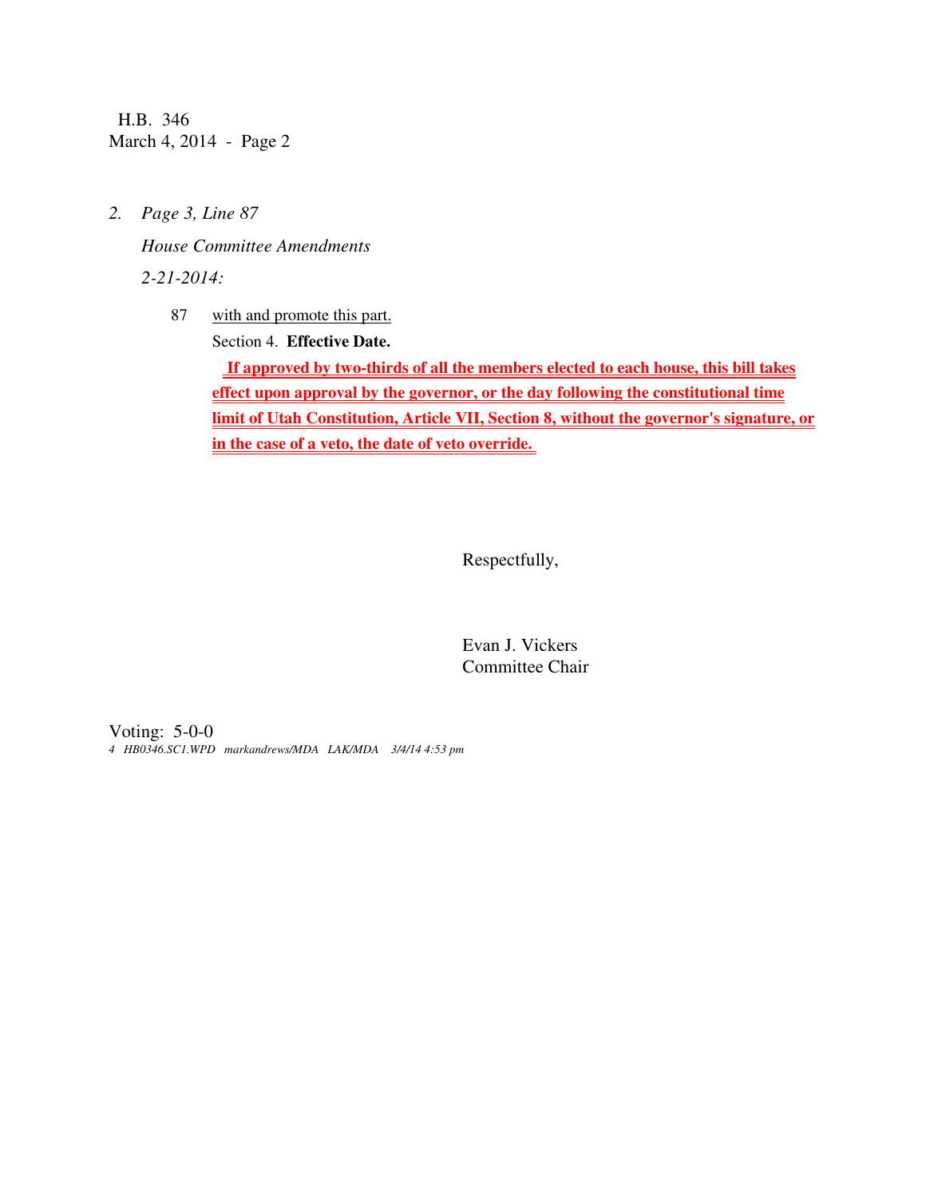2. *Page 3, Line 87*

   *House Committee Amendments*

   *2-21-2014:*

   87 with and promote this part.

   Section 4. **Effective Date.**

   **If approved by two-thirds of all the members elected to each house, this bill takes effect upon approval by the governor, or the day following the constitutional time limit of Utah Constitution, Article VII, Section 8, without the governor's signature, or in the case of a veto, the date of veto override.**

Respectfully,

Evan J. Vickers
Committee Chair

Voting: 5-0-0

*4 HB0346.SC1.WPD markandrews/MDA LAK/MDA 3/4/14 4:53 pm*